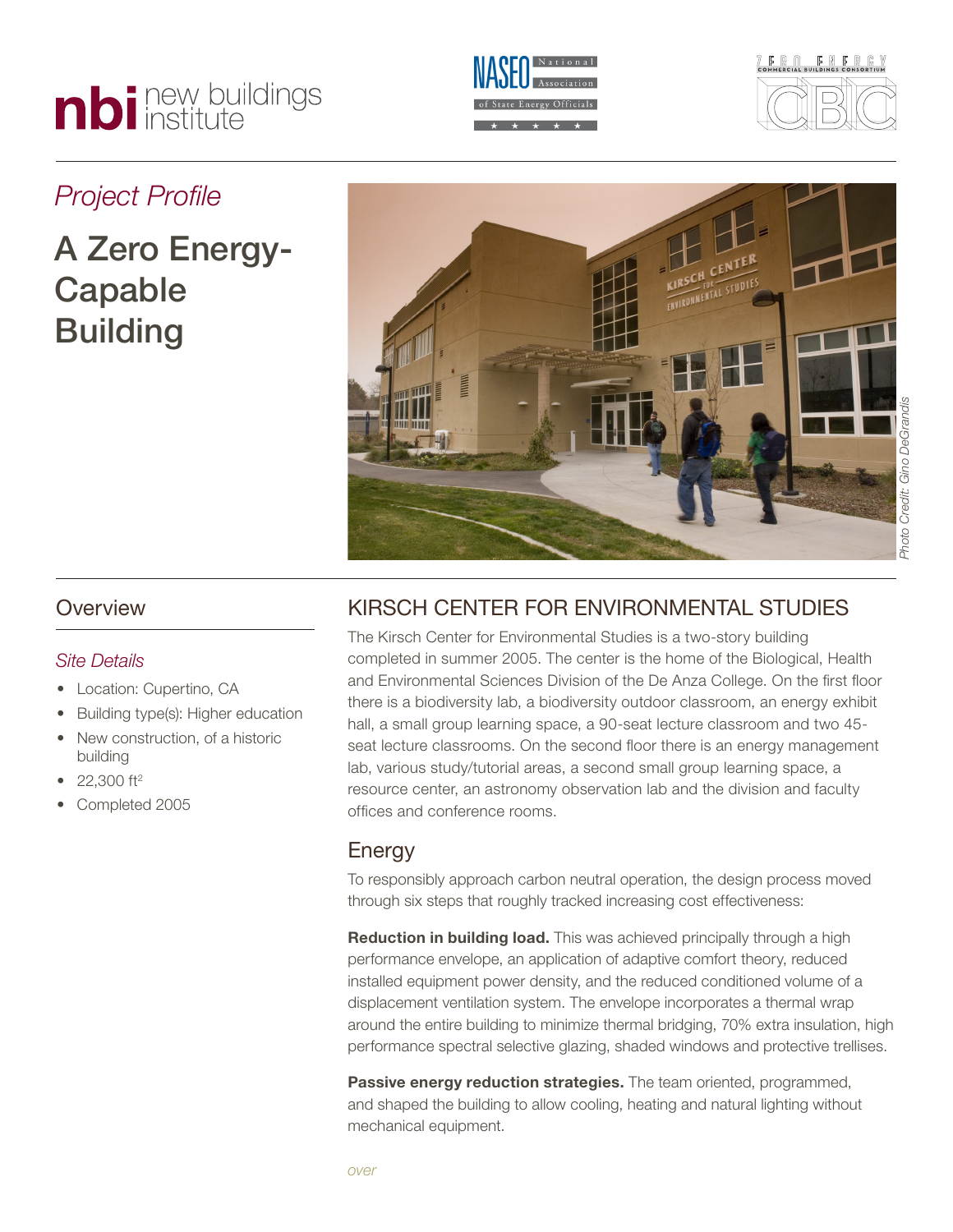*Project Profile*

# A Zero Energy-Capable Building

Photo Credit: Gino DeGrandis

## Overview

*Site Details*

- Location: Cupertino, CA
- Building type(s): Higher education
- New construction, of a historic building
- 22,300 $ft^2$
- Completed 2005

## KIRSCH CENTER FOR ENVIRONMENTAL STUDIES

The Kirsch Center for Environmental Studies is a two-story building completed in summer 2005. The center is the home of the Biological, Health and Environmental Sciences Division of the De Anza College. On the first floor there is a biodiversity lab, a biodiversity outdoor classroom, an energy exhibit hall, a small group learning space, a 90-seat lecture classroom and two 45-seat lecture classrooms. On the second floor there is an energy management lab, various study/tutorial areas, a second small group learning space, a resource center, an astronomy observation lab and the division and faculty offices and conference rooms.

### Energy

To responsibly approach carbon neutral operation, the design process moved through six steps that roughly tracked increasing cost effectiveness:

**Reduction in building load.** This was achieved principally through a high performance envelope, an application of adaptive comfort theory, reduced installed equipment power density, and the reduced conditioned volume of a displacement ventilation system. The envelope incorporates a thermal wrap around the entire building to minimize thermal bridging, 70% extra insulation, high performance spectral selective glazing, shaded windows and protective trellises.

**Passive energy reduction strategies.** The team oriented, programmed, and shaped the building to allow cooling, heating and natural lighting without mechanical equipment.

*over*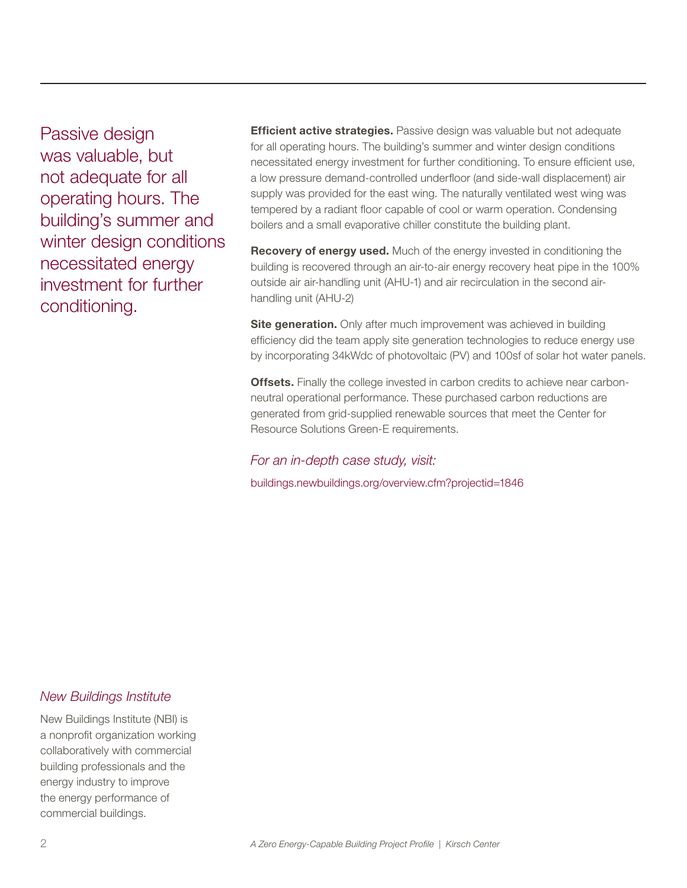Passive design was valuable, but not adequate for all operating hours. The building's summer and winter design conditions necessitated energy investment for further conditioning.

**Efficient active strategies.** Passive design was valuable but not adequate for all operating hours. The building's summer and winter design conditions necessitated energy investment for further conditioning. To ensure efficient use, a low pressure demand-controlled underfloor (and side-wall displacement) air supply was provided for the east wing. The naturally ventilated west wing was tempered by a radiant floor capable of cool or warm operation. Condensing boilers and a small evaporative chiller constitute the building plant.

**Recovery of energy used.** Much of the energy invested in conditioning the building is recovered through an air-to-air energy recovery heat pipe in the 100% outside air air-handling unit (AHU-1) and air recirculation in the second air-handling unit (AHU-2)

**Site generation.** Only after much improvement was achieved in building efficiency did the team apply site generation technologies to reduce energy use by incorporating 34kWdc of photovoltaic (PV) and 100sf of solar hot water panels.

**Offsets.** Finally the college invested in carbon credits to achieve near carbon-neutral operational performance. These purchased carbon reductions are generated from grid-supplied renewable sources that meet the Center for Resource Solutions Green-E requirements.

*For an in-depth case study, visit:*

buildings.newbuildings.org/overview.cfm?projectid=1846

*New Buildings Institute*

New Buildings Institute (NBI) is a nonprofit organization working collaboratively with commercial building professionals and the energy industry to improve the energy performance of commercial buildings.